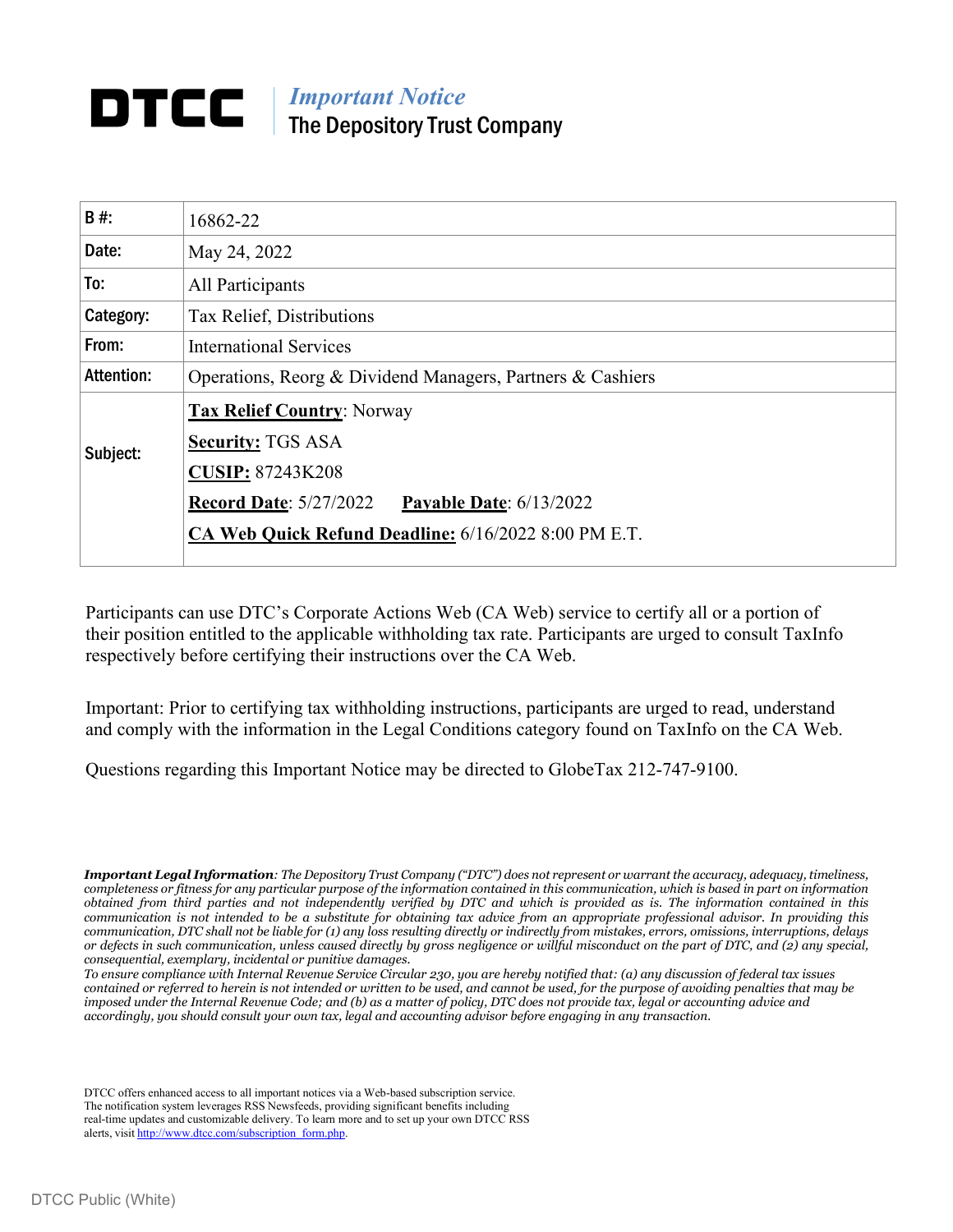# DTCC | *Important Notice* The Depository Trust Company

| | |
|---|---|
| **B #:** | 16862-22 |
| **Date:** | May 24, 2022 |
| **To:** | All Participants |
| **Category:** | Tax Relief, Distributions |
| **From:** | International Services |
| **Attention:** | Operations, Reorg & Dividend Managers, Partners & Cashiers |
| **Subject:** | **Tax Relief Country**: Norway<br>**Security:** TGS ASA<br>**CUSIP:** 87243K208<br>**Record Date**: 5/27/2022 **Payable Date**: 6/13/2022<br>**CA Web Quick Refund Deadline:** 6/16/2022 8:00 PM E.T. |

Participants can use DTC's Corporate Actions Web (CA Web) service to certify all or a portion of their position entitled to the applicable withholding tax rate. Participants are urged to consult TaxInfo respectively before certifying their instructions over the CA Web.

Important: Prior to certifying tax withholding instructions, participants are urged to read, understand and comply with the information in the Legal Conditions category found on TaxInfo on the CA Web.

Questions regarding this Important Notice may be directed to GlobeTax 212-747-9100.

***Important Legal Information****: The Depository Trust Company ("DTC") does not represent or warrant the accuracy, adequacy, timeliness, completeness or fitness for any particular purpose of the information contained in this communication, which is based in part on information obtained from third parties and not independently verified by DTC and which is provided as is. The information contained in this communication is not intended to be a substitute for obtaining tax advice from an appropriate professional advisor. In providing this communication, DTC shall not be liable for (1) any loss resulting directly or indirectly from mistakes, errors, omissions, interruptions, delays or defects in such communication, unless caused directly by gross negligence or willful misconduct on the part of DTC, and (2) any special, consequential, exemplary, incidental or punitive damages.*

*To ensure compliance with Internal Revenue Service Circular 230, you are hereby notified that: (a) any discussion of federal tax issues contained or referred to herein is not intended or written to be used, and cannot be used, for the purpose of avoiding penalties that may be imposed under the Internal Revenue Code; and (b) as a matter of policy, DTC does not provide tax, legal or accounting advice and accordingly, you should consult your own tax, legal and accounting advisor before engaging in any transaction.*

DTCC offers enhanced access to all important notices via a Web-based subscription service. The notification system leverages RSS Newsfeeds, providing significant benefits including real-time updates and customizable delivery. To learn more and to set up your own DTCC RSS alerts, visit http://www.dtcc.com/subscription_form.php.

DTCC Public (White)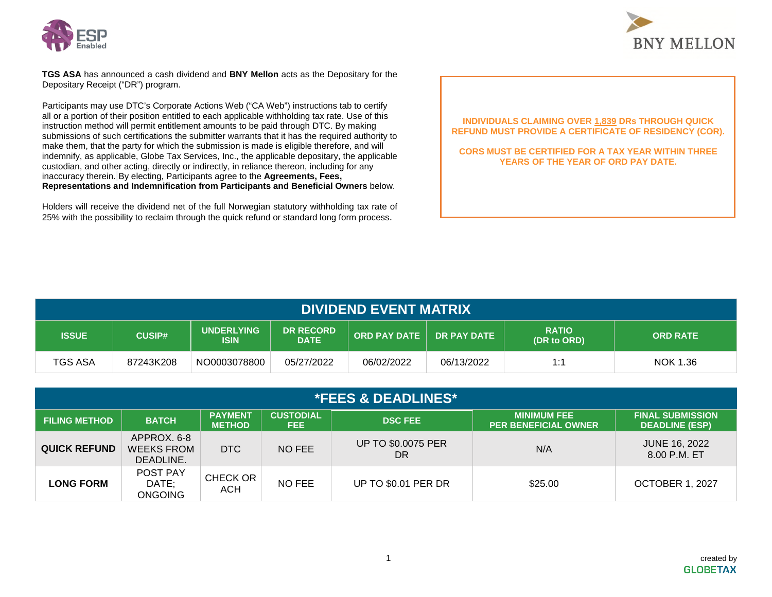**TGS ASA** has announced a cash dividend and **BNY Mellon** acts as the Depositary for the Depositary Receipt ("DR") program.

Participants may use DTC's Corporate Actions Web ("CA Web") instructions tab to certify all or a portion of their position entitled to each applicable withholding tax rate. Use of this instruction method will permit entitlement amounts to be paid through DTC. By making submissions of such certifications the submitter warrants that it has the required authority to make them, that the party for which the submission is made is eligible therefore, and will indemnify, as applicable, Globe Tax Services, Inc., the applicable depositary, the applicable custodian, and other acting, directly or indirectly, in reliance thereon, including for any inaccuracy therein. By electing, Participants agree to the **Agreements, Fees, Representations and Indemnification from Participants and Beneficial Owners** below.

Holders will receive the dividend net of the full Norwegian statutory withholding tax rate of 25% with the possibility to reclaim through the quick refund or standard long form process.

**INDIVIDUALS CLAIMING OVER 1,839 DRs THROUGH QUICK REFUND MUST PROVIDE A CERTIFICATE OF RESIDENCY (COR).**

**CORS MUST BE CERTIFIED FOR A TAX YEAR WITHIN THREE YEARS OF THE YEAR OF ORD PAY DATE.**

## DIVIDEND EVENT MATRIX

| ISSUE | CUSIP# | UNDERLYING ISIN | DR RECORD DATE | ORD PAY DATE | DR PAY DATE | RATIO (DR to ORD) | ORD RATE |
|---|---|---|---|---|---|---|---|
| TGS ASA | 87243K208 | NO0003078800 | 05/27/2022 | 06/02/2022 | 06/13/2022 | 1:1 | NOK 1.36 |

## *FEES & DEADLINES*

| FILING METHOD | BATCH | PAYMENT METHOD | CUSTODIAL FEE | DSC FEE | MINIMUM FEE PER BENEFICIAL OWNER | FINAL SUBMISSION DEADLINE (ESP) |
|---|---|---|---|---|---|---|
| **QUICK REFUND** | APPROX. 6-8 WEEKS FROM DEADLINE. | DTC | NO FEE | UP TO $0.0075 PER DR | N/A | JUNE 16, 2022 8.00 P.M. ET |
| **LONG FORM** | POST PAY DATE; ONGOING | CHECK OR ACH | NO FEE | UP TO $0.01 PER DR | $25.00 | OCTOBER 1, 2027 |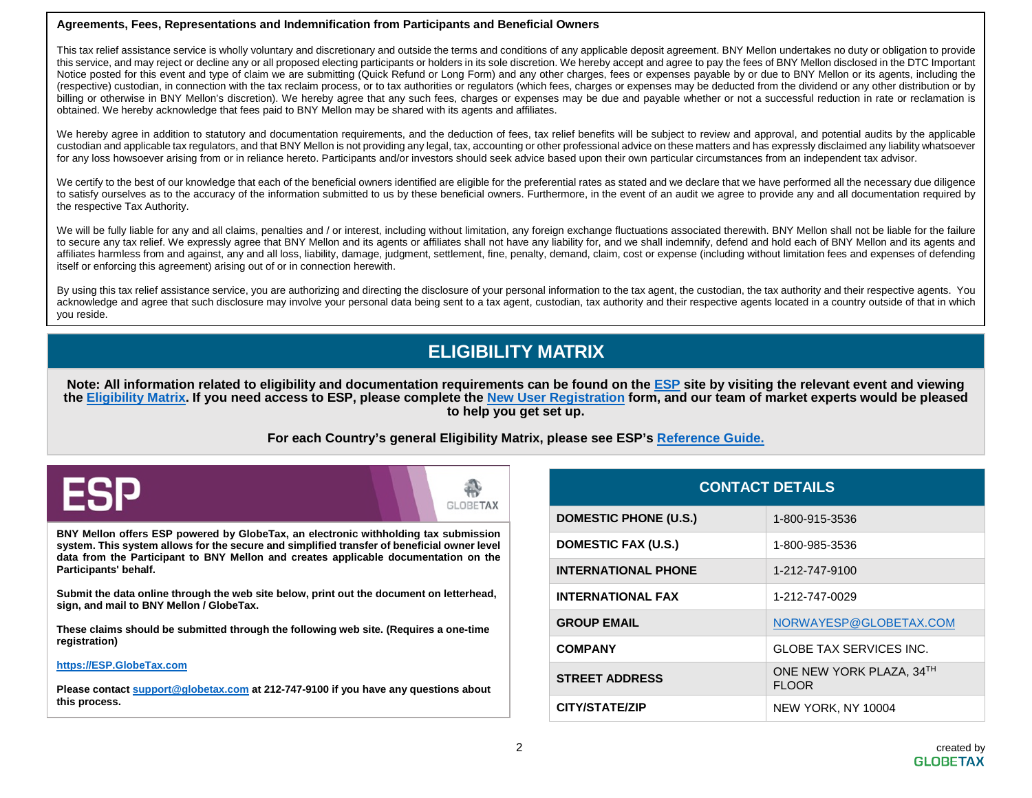**Agreements, Fees, Representations and Indemnification from Participants and Beneficial Owners**

This tax relief assistance service is wholly voluntary and discretionary and outside the terms and conditions of any applicable deposit agreement. BNY Mellon undertakes no duty or obligation to provide this service, and may reject or decline any or all proposed electing participants or holders in its sole discretion. We hereby accept and agree to pay the fees of BNY Mellon disclosed in the DTC Important Notice posted for this event and type of claim we are submitting (Quick Refund or Long Form) and any other charges, fees or expenses payable by or due to BNY Mellon or its agents, including the (respective) custodian, in connection with the tax reclaim process, or to tax authorities or regulators (which fees, charges or expenses may be deducted from the dividend or any other distribution or by billing or otherwise in BNY Mellon's discretion). We hereby agree that any such fees, charges or expenses may be due and payable whether or not a successful reduction in rate or reclamation is obtained. We hereby acknowledge that fees paid to BNY Mellon may be shared with its agents and affiliates.

We hereby agree in addition to statutory and documentation requirements, and the deduction of fees, tax relief benefits will be subject to review and approval, and potential audits by the applicable custodian and applicable tax regulators, and that BNY Mellon is not providing any legal, tax, accounting or other professional advice on these matters and has expressly disclaimed any liability whatsoever for any loss howsoever arising from or in reliance hereto. Participants and/or investors should seek advice based upon their own particular circumstances from an independent tax advisor.

We certify to the best of our knowledge that each of the beneficial owners identified are eligible for the preferential rates as stated and we declare that we have performed all the necessary due diligence to satisfy ourselves as to the accuracy of the information submitted to us by these beneficial owners. Furthermore, in the event of an audit we agree to provide any and all documentation required by the respective Tax Authority.

We will be fully liable for any and all claims, penalties and / or interest, including without limitation, any foreign exchange fluctuations associated therewith. BNY Mellon shall not be liable for the failure to secure any tax relief. We expressly agree that BNY Mellon and its agents or affiliates shall not have any liability for, and we shall indemnify, defend and hold each of BNY Mellon and its agents and affiliates harmless from and against, any and all loss, liability, damage, judgment, settlement, fine, penalty, demand, claim, cost or expense (including without limitation fees and expenses of defending itself or enforcing this agreement) arising out of or in connection herewith.

By using this tax relief assistance service, you are authorizing and directing the disclosure of your personal information to the tax agent, the custodian, the tax authority and their respective agents. You acknowledge and agree that such disclosure may involve your personal data being sent to a tax agent, custodian, tax authority and their respective agents located in a country outside of that in which you reside.

## ELIGIBILITY MATRIX

**Note: All information related to eligibility and documentation requirements can be found on the ESP site by visiting the relevant event and viewing the Eligibility Matrix. If you need access to ESP, please complete the New User Registration form, and our team of market experts would be pleased to help you get set up.**

**For each Country's general Eligibility Matrix, please see ESP's Reference Guide.**

## ESP

**BNY Mellon offers ESP powered by GlobeTax, an electronic withholding tax submission system. This system allows for the secure and simplified transfer of beneficial owner level data from the Participant to BNY Mellon and creates applicable documentation on the Participants' behalf.**

**Submit the data online through the web site below, print out the document on letterhead, sign, and mail to BNY Mellon / GlobeTax.**

**These claims should be submitted through the following web site. (Requires a one-time registration)**

**https://ESP.GlobeTax.com**

**Please contact support@globetax.com at 212-747-9100 if you have any questions about this process.**

| CONTACT DETAILS | |
|---|---|
| **DOMESTIC PHONE (U.S.)** | 1-800-915-3536 |
| **DOMESTIC FAX (U.S.)** | 1-800-985-3536 |
| **INTERNATIONAL PHONE** | 1-212-747-9100 |
| **INTERNATIONAL FAX** | 1-212-747-0029 |
| **GROUP EMAIL** | NORWAYESP@GLOBETAX.COM |
| **COMPANY** | GLOBE TAX SERVICES INC. |
| **STREET ADDRESS** | ONE NEW YORK PLAZA, 34TH FLOOR |
| **CITY/STATE/ZIP** | NEW YORK, NY 10004 |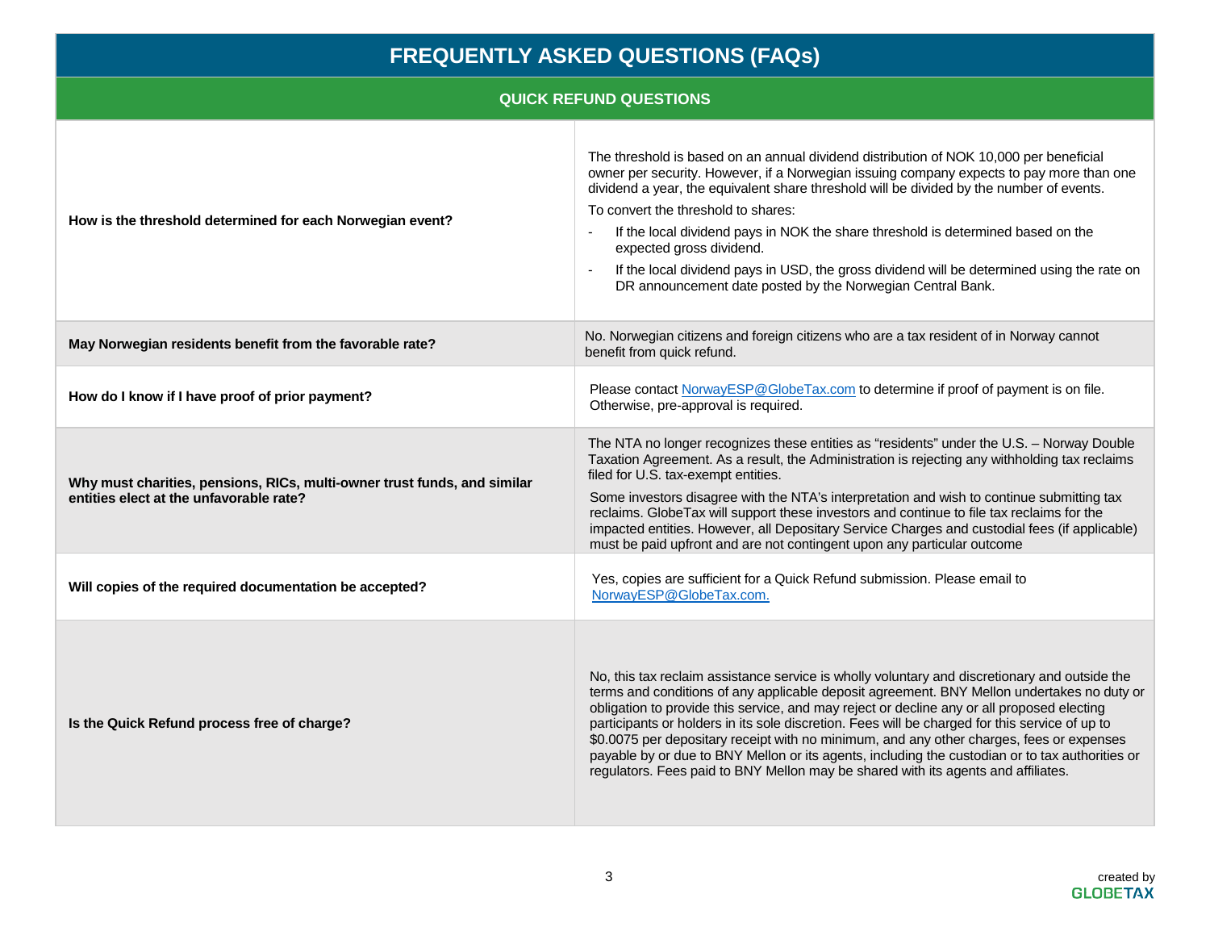# FREQUENTLY ASKED QUESTIONS (FAQs)

## QUICK REFUND QUESTIONS

| Question | Answer |
|---|---|
| **How is the threshold determined for each Norwegian event?** | The threshold is based on an annual dividend distribution of NOK 10,000 per beneficial owner per security. However, if a Norwegian issuing company expects to pay more than one dividend a year, the equivalent share threshold will be divided by the number of events.<br>To convert the threshold to shares:<br>- If the local dividend pays in NOK the share threshold is determined based on the expected gross dividend.<br>- If the local dividend pays in USD, the gross dividend will be determined using the rate on DR announcement date posted by the Norwegian Central Bank. |
| **May Norwegian residents benefit from the favorable rate?** | No. Norwegian citizens and foreign citizens who are a tax resident of in Norway cannot benefit from quick refund. |
| **How do I know if I have proof of prior payment?** | Please contact NorwayESP@GlobeTax.com to determine if proof of payment is on file. Otherwise, pre-approval is required. |
| **Why must charities, pensions, RICs, multi-owner trust funds, and similar entities elect at the unfavorable rate?** | The NTA no longer recognizes these entities as "residents" under the U.S. – Norway Double Taxation Agreement. As a result, the Administration is rejecting any withholding tax reclaims filed for U.S. tax-exempt entities.<br>Some investors disagree with the NTA's interpretation and wish to continue submitting tax reclaims. GlobeTax will support these investors and continue to file tax reclaims for the impacted entities. However, all Depositary Service Charges and custodial fees (if applicable) must be paid upfront and are not contingent upon any particular outcome |
| **Will copies of the required documentation be accepted?** | Yes, copies are sufficient for a Quick Refund submission. Please email to NorwayESP@GlobeTax.com. |
| **Is the Quick Refund process free of charge?** | No, this tax reclaim assistance service is wholly voluntary and discretionary and outside the terms and conditions of any applicable deposit agreement. BNY Mellon undertakes no duty or obligation to provide this service, and may reject or decline any or all proposed electing participants or holders in its sole discretion. Fees will be charged for this service of up to $0.0075 per depositary receipt with no minimum, and any other charges, fees or expenses payable by or due to BNY Mellon or its agents, including the custodian or to tax authorities or regulators. Fees paid to BNY Mellon may be shared with its agents and affiliates. |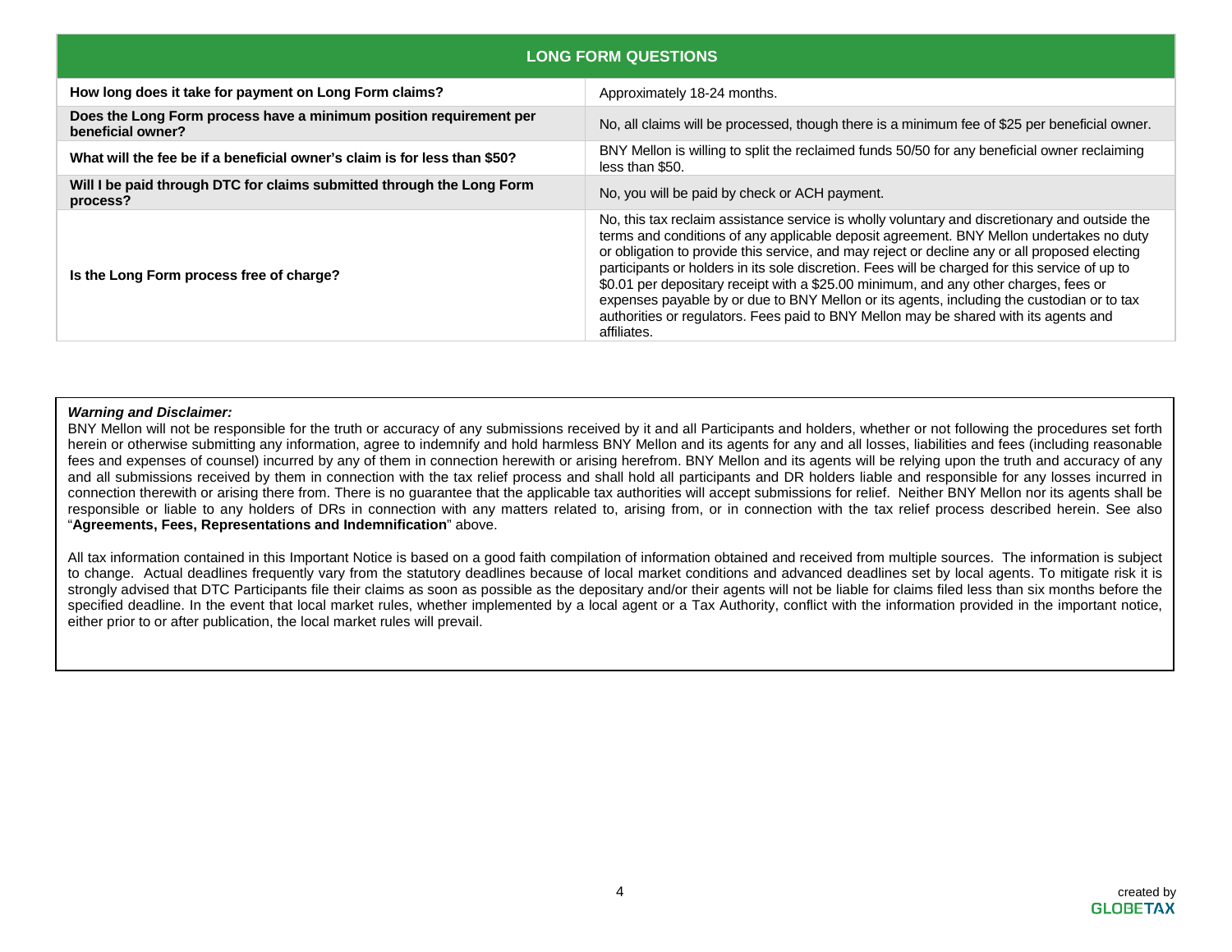| LONG FORM QUESTIONS | |
| --- | --- |
| **How long does it take for payment on Long Form claims?** | Approximately 18-24 months. |
| **Does the Long Form process have a minimum position requirement per beneficial owner?** | No, all claims will be processed, though there is a minimum fee of $25 per beneficial owner. |
| **What will the fee be if a beneficial owner's claim is for less than $50?** | BNY Mellon is willing to split the reclaimed funds 50/50 for any beneficial owner reclaiming less than $50. |
| **Will I be paid through DTC for claims submitted through the Long Form process?** | No, you will be paid by check or ACH payment. |
| **Is the Long Form process free of charge?** | No, this tax reclaim assistance service is wholly voluntary and discretionary and outside the terms and conditions of any applicable deposit agreement. BNY Mellon undertakes no duty or obligation to provide this service, and may reject or decline any or all proposed electing participants or holders in its sole discretion. Fees will be charged for this service of up to $0.01 per depositary receipt with a $25.00 minimum, and any other charges, fees or expenses payable by or due to BNY Mellon or its agents, including the custodian or to tax authorities or regulators. Fees paid to BNY Mellon may be shared with its agents and affiliates. |

***Warning and Disclaimer:***
BNY Mellon will not be responsible for the truth or accuracy of any submissions received by it and all Participants and holders, whether or not following the procedures set forth herein or otherwise submitting any information, agree to indemnify and hold harmless BNY Mellon and its agents for any and all losses, liabilities and fees (including reasonable fees and expenses of counsel) incurred by any of them in connection herewith or arising herefrom. BNY Mellon and its agents will be relying upon the truth and accuracy of any and all submissions received by them in connection with the tax relief process and shall hold all participants and DR holders liable and responsible for any losses incurred in connection therewith or arising there from. There is no guarantee that the applicable tax authorities will accept submissions for relief. Neither BNY Mellon nor its agents shall be responsible or liable to any holders of DRs in connection with any matters related to, arising from, or in connection with the tax relief process described herein. See also "**Agreements, Fees, Representations and Indemnification**" above.

All tax information contained in this Important Notice is based on a good faith compilation of information obtained and received from multiple sources. The information is subject to change. Actual deadlines frequently vary from the statutory deadlines because of local market conditions and advanced deadlines set by local agents. To mitigate risk it is strongly advised that DTC Participants file their claims as soon as possible as the depositary and/or their agents will not be liable for claims filed less than six months before the specified deadline. In the event that local market rules, whether implemented by a local agent or a Tax Authority, conflict with the information provided in the important notice, either prior to or after publication, the local market rules will prevail.

created by
GLOBETAX